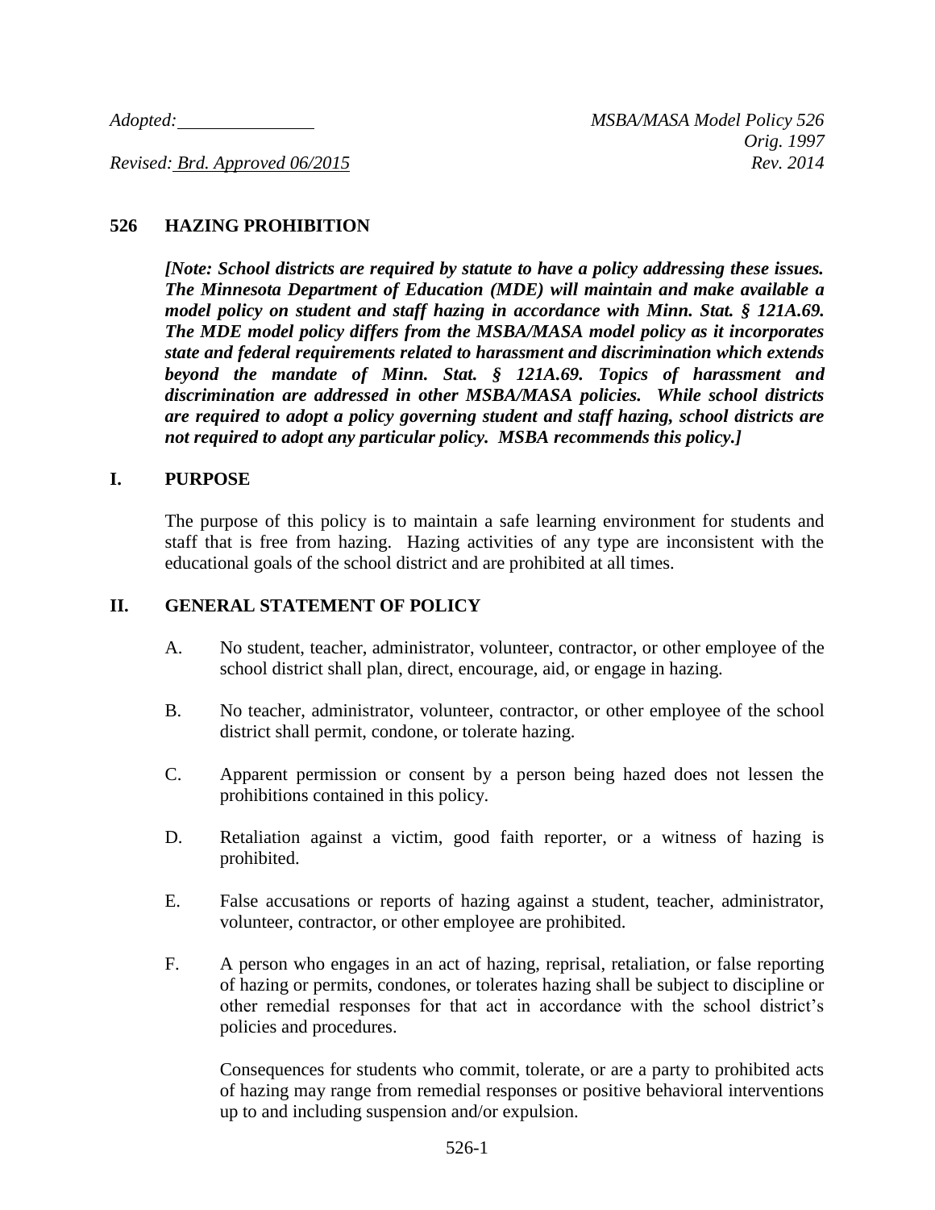Adopted: ______________ MSBA/MASA Model Policy 526
Orig. 1997
Revised: Brd. Approved 06/2015 Rev. 2014

# 526 HAZING PROHIBITION

***[Note: School districts are required by statute to have a policy addressing these issues. The Minnesota Department of Education (MDE) will maintain and make available a model policy on student and staff hazing in accordance with Minn. Stat. § 121A.69. The MDE model policy differs from the MSBA/MASA model policy as it incorporates state and federal requirements related to harassment and discrimination which extends beyond the mandate of Minn. Stat. § 121A.69. Topics of harassment and discrimination are addressed in other MSBA/MASA policies. While school districts are required to adopt a policy governing student and staff hazing, school districts are not required to adopt any particular policy. MSBA recommends this policy.]***

## I. PURPOSE

The purpose of this policy is to maintain a safe learning environment for students and staff that is free from hazing. Hazing activities of any type are inconsistent with the educational goals of the school district and are prohibited at all times.

## II. GENERAL STATEMENT OF POLICY

A. No student, teacher, administrator, volunteer, contractor, or other employee of the school district shall plan, direct, encourage, aid, or engage in hazing.

B. No teacher, administrator, volunteer, contractor, or other employee of the school district shall permit, condone, or tolerate hazing.

C. Apparent permission or consent by a person being hazed does not lessen the prohibitions contained in this policy.

D. Retaliation against a victim, good faith reporter, or a witness of hazing is prohibited.

E. False accusations or reports of hazing against a student, teacher, administrator, volunteer, contractor, or other employee are prohibited.

F. A person who engages in an act of hazing, reprisal, retaliation, or false reporting of hazing or permits, condones, or tolerates hazing shall be subject to discipline or other remedial responses for that act in accordance with the school district's policies and procedures.

Consequences for students who commit, tolerate, or are a party to prohibited acts of hazing may range from remedial responses or positive behavioral interventions up to and including suspension and/or expulsion.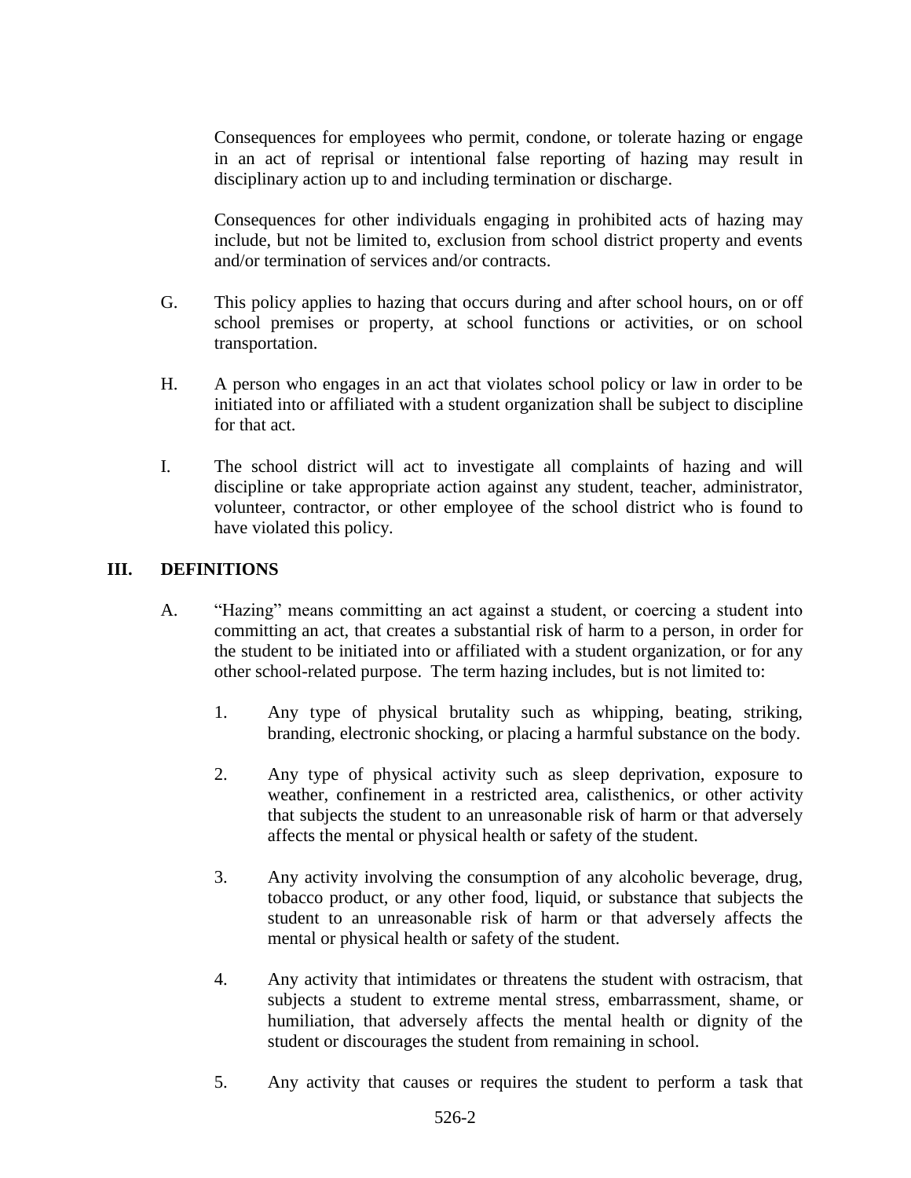Consequences for employees who permit, condone, or tolerate hazing or engage in an act of reprisal or intentional false reporting of hazing may result in disciplinary action up to and including termination or discharge.

Consequences for other individuals engaging in prohibited acts of hazing may include, but not be limited to, exclusion from school district property and events and/or termination of services and/or contracts.

G. This policy applies to hazing that occurs during and after school hours, on or off school premises or property, at school functions or activities, or on school transportation.

H. A person who engages in an act that violates school policy or law in order to be initiated into or affiliated with a student organization shall be subject to discipline for that act.

I. The school district will act to investigate all complaints of hazing and will discipline or take appropriate action against any student, teacher, administrator, volunteer, contractor, or other employee of the school district who is found to have violated this policy.

## III. DEFINITIONS

A. "Hazing" means committing an act against a student, or coercing a student into committing an act, that creates a substantial risk of harm to a person, in order for the student to be initiated into or affiliated with a student organization, or for any other school-related purpose. The term hazing includes, but is not limited to:

1. Any type of physical brutality such as whipping, beating, striking, branding, electronic shocking, or placing a harmful substance on the body.

2. Any type of physical activity such as sleep deprivation, exposure to weather, confinement in a restricted area, calisthenics, or other activity that subjects the student to an unreasonable risk of harm or that adversely affects the mental or physical health or safety of the student.

3. Any activity involving the consumption of any alcoholic beverage, drug, tobacco product, or any other food, liquid, or substance that subjects the student to an unreasonable risk of harm or that adversely affects the mental or physical health or safety of the student.

4. Any activity that intimidates or threatens the student with ostracism, that subjects a student to extreme mental stress, embarrassment, shame, or humiliation, that adversely affects the mental health or dignity of the student or discourages the student from remaining in school.

5. Any activity that causes or requires the student to perform a task that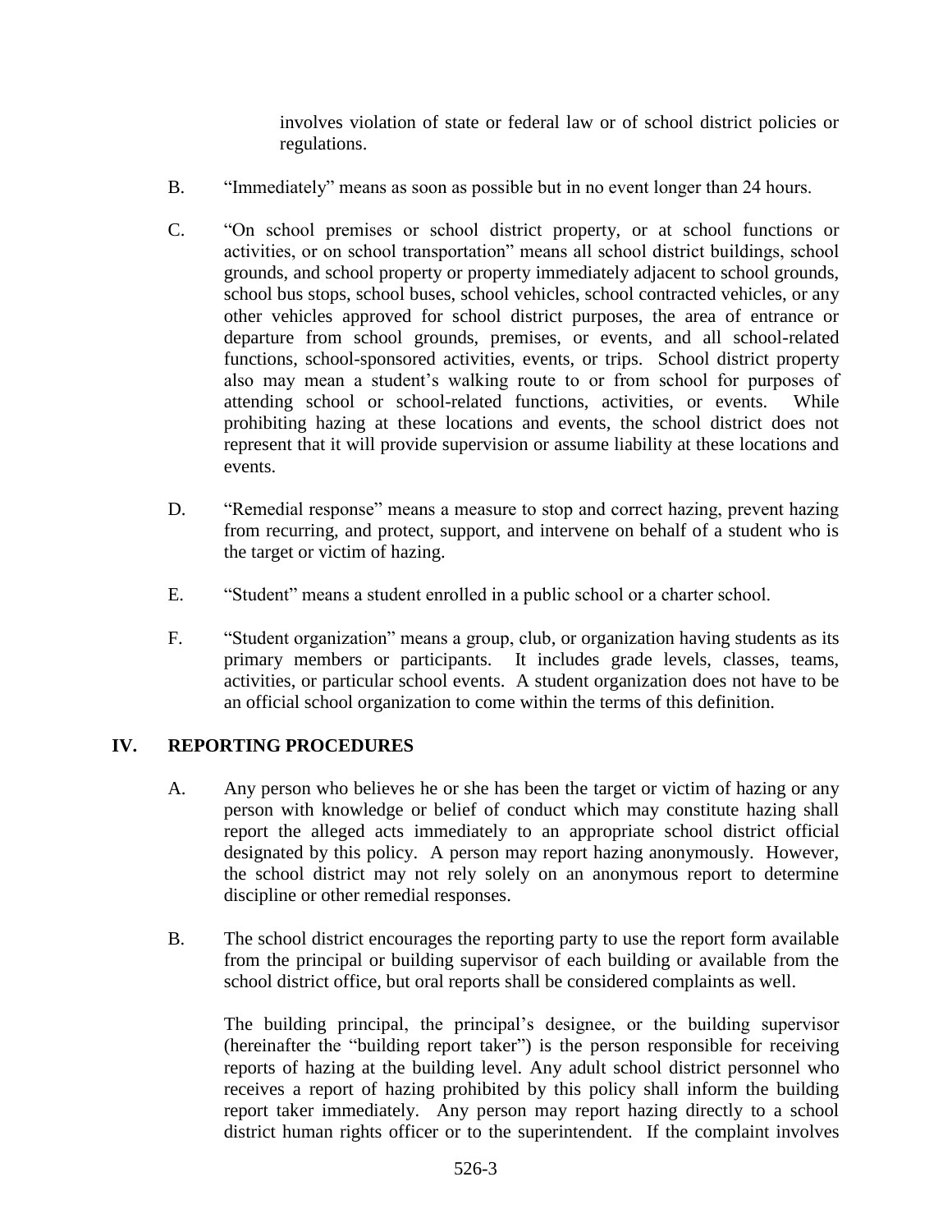involves violation of state or federal law or of school district policies or regulations.

B. "Immediately" means as soon as possible but in no event longer than 24 hours.

C. "On school premises or school district property, or at school functions or activities, or on school transportation" means all school district buildings, school grounds, and school property or property immediately adjacent to school grounds, school bus stops, school buses, school vehicles, school contracted vehicles, or any other vehicles approved for school district purposes, the area of entrance or departure from school grounds, premises, or events, and all school-related functions, school-sponsored activities, events, or trips. School district property also may mean a student's walking route to or from school for purposes of attending school or school-related functions, activities, or events. While prohibiting hazing at these locations and events, the school district does not represent that it will provide supervision or assume liability at these locations and events.

D. "Remedial response" means a measure to stop and correct hazing, prevent hazing from recurring, and protect, support, and intervene on behalf of a student who is the target or victim of hazing.

E. "Student" means a student enrolled in a public school or a charter school.

F. "Student organization" means a group, club, or organization having students as its primary members or participants. It includes grade levels, classes, teams, activities, or particular school events. A student organization does not have to be an official school organization to come within the terms of this definition.

## IV. REPORTING PROCEDURES

A. Any person who believes he or she has been the target or victim of hazing or any person with knowledge or belief of conduct which may constitute hazing shall report the alleged acts immediately to an appropriate school district official designated by this policy. A person may report hazing anonymously. However, the school district may not rely solely on an anonymous report to determine discipline or other remedial responses.

B. The school district encourages the reporting party to use the report form available from the principal or building supervisor of each building or available from the school district office, but oral reports shall be considered complaints as well.

The building principal, the principal's designee, or the building supervisor (hereinafter the "building report taker") is the person responsible for receiving reports of hazing at the building level. Any adult school district personnel who receives a report of hazing prohibited by this policy shall inform the building report taker immediately. Any person may report hazing directly to a school district human rights officer or to the superintendent. If the complaint involves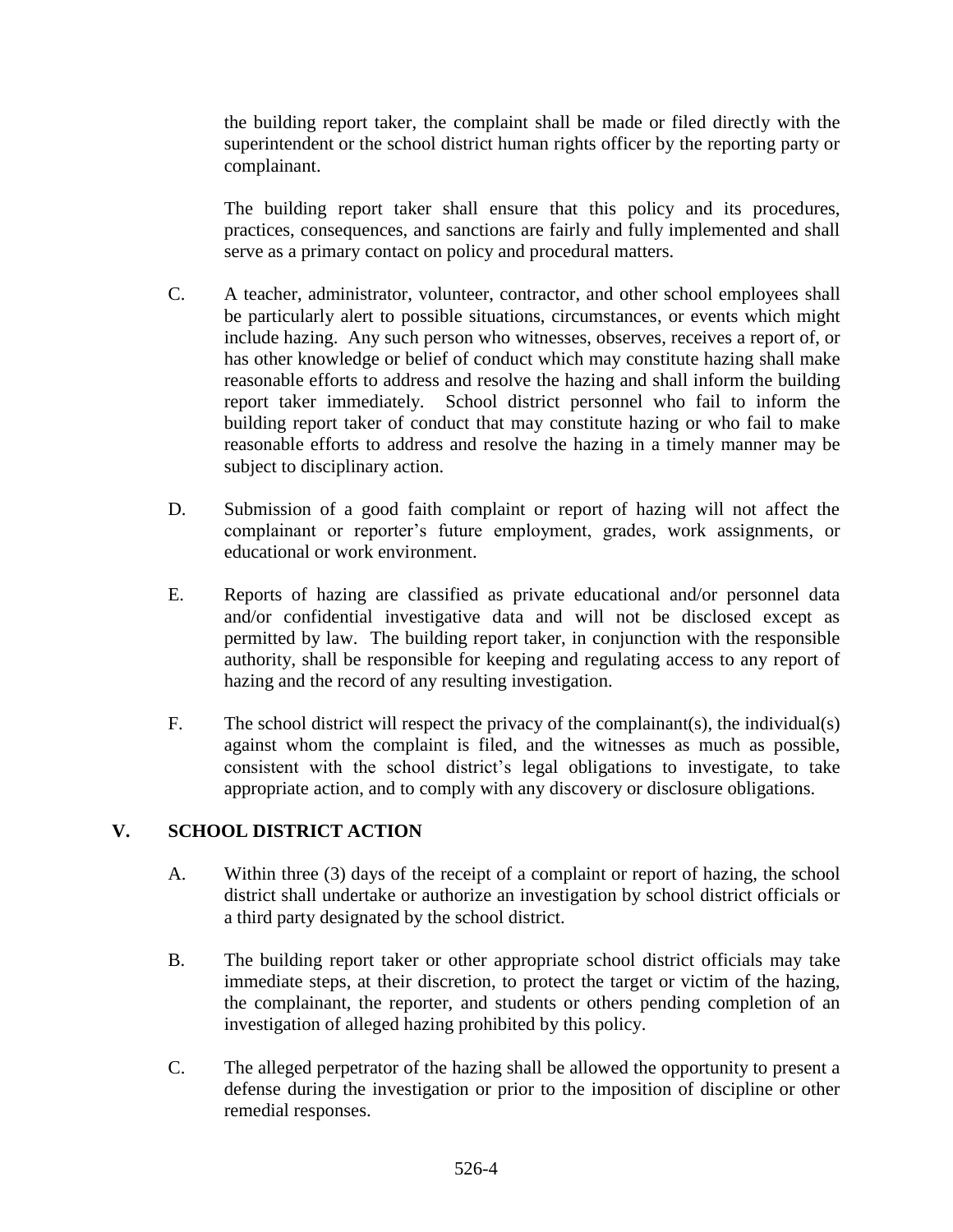the building report taker, the complaint shall be made or filed directly with the superintendent or the school district human rights officer by the reporting party or complainant.

The building report taker shall ensure that this policy and its procedures, practices, consequences, and sanctions are fairly and fully implemented and shall serve as a primary contact on policy and procedural matters.

C. A teacher, administrator, volunteer, contractor, and other school employees shall be particularly alert to possible situations, circumstances, or events which might include hazing. Any such person who witnesses, observes, receives a report of, or has other knowledge or belief of conduct which may constitute hazing shall make reasonable efforts to address and resolve the hazing and shall inform the building report taker immediately. School district personnel who fail to inform the building report taker of conduct that may constitute hazing or who fail to make reasonable efforts to address and resolve the hazing in a timely manner may be subject to disciplinary action.

D. Submission of a good faith complaint or report of hazing will not affect the complainant or reporter's future employment, grades, work assignments, or educational or work environment.

E. Reports of hazing are classified as private educational and/or personnel data and/or confidential investigative data and will not be disclosed except as permitted by law. The building report taker, in conjunction with the responsible authority, shall be responsible for keeping and regulating access to any report of hazing and the record of any resulting investigation.

F. The school district will respect the privacy of the complainant(s), the individual(s) against whom the complaint is filed, and the witnesses as much as possible, consistent with the school district's legal obligations to investigate, to take appropriate action, and to comply with any discovery or disclosure obligations.

## V. SCHOOL DISTRICT ACTION

A. Within three (3) days of the receipt of a complaint or report of hazing, the school district shall undertake or authorize an investigation by school district officials or a third party designated by the school district.

B. The building report taker or other appropriate school district officials may take immediate steps, at their discretion, to protect the target or victim of the hazing, the complainant, the reporter, and students or others pending completion of an investigation of alleged hazing prohibited by this policy.

C. The alleged perpetrator of the hazing shall be allowed the opportunity to present a defense during the investigation or prior to the imposition of discipline or other remedial responses.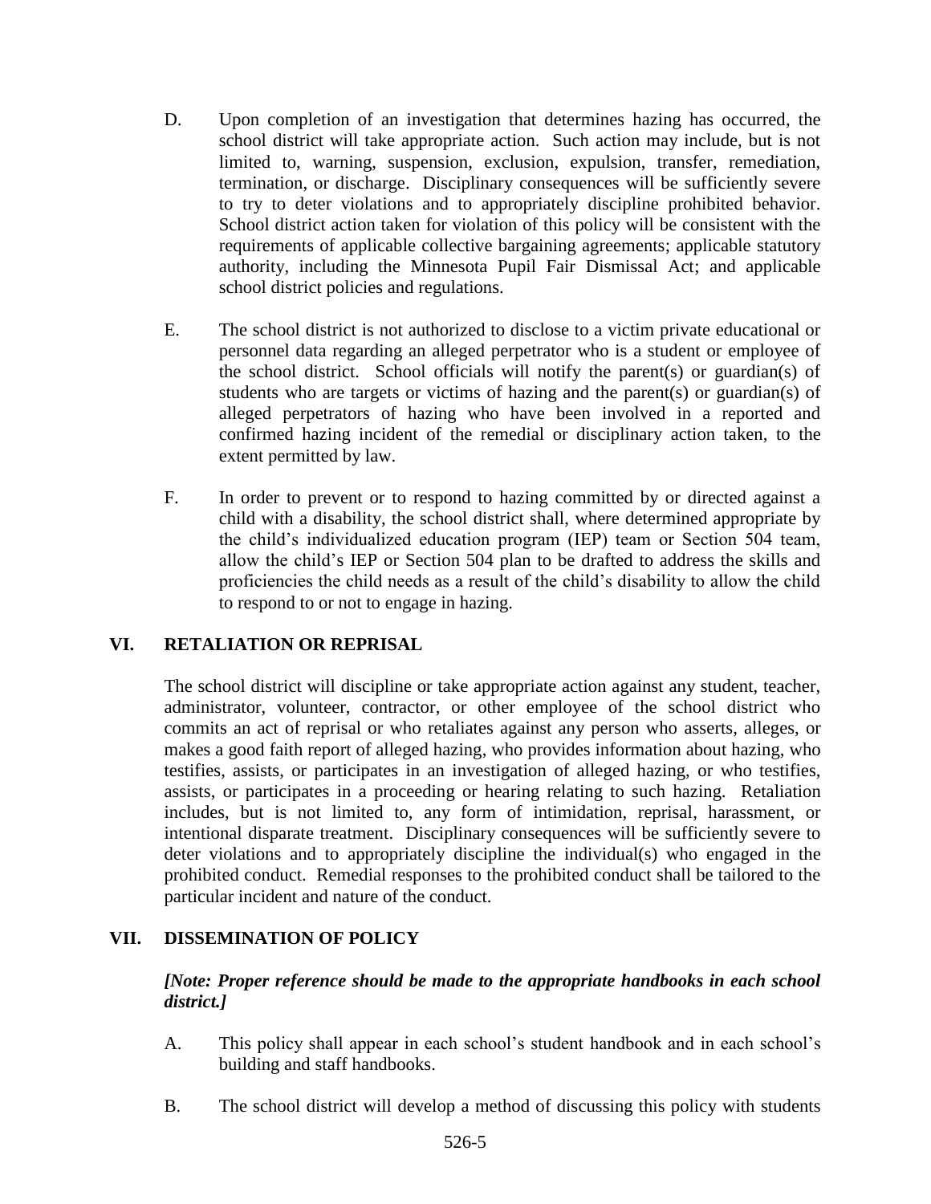D. Upon completion of an investigation that determines hazing has occurred, the school district will take appropriate action. Such action may include, but is not limited to, warning, suspension, exclusion, expulsion, transfer, remediation, termination, or discharge. Disciplinary consequences will be sufficiently severe to try to deter violations and to appropriately discipline prohibited behavior. School district action taken for violation of this policy will be consistent with the requirements of applicable collective bargaining agreements; applicable statutory authority, including the Minnesota Pupil Fair Dismissal Act; and applicable school district policies and regulations.

E. The school district is not authorized to disclose to a victim private educational or personnel data regarding an alleged perpetrator who is a student or employee of the school district. School officials will notify the parent(s) or guardian(s) of students who are targets or victims of hazing and the parent(s) or guardian(s) of alleged perpetrators of hazing who have been involved in a reported and confirmed hazing incident of the remedial or disciplinary action taken, to the extent permitted by law.

F. In order to prevent or to respond to hazing committed by or directed against a child with a disability, the school district shall, where determined appropriate by the child's individualized education program (IEP) team or Section 504 team, allow the child's IEP or Section 504 plan to be drafted to address the skills and proficiencies the child needs as a result of the child's disability to allow the child to respond to or not to engage in hazing.

## VI. RETALIATION OR REPRISAL

The school district will discipline or take appropriate action against any student, teacher, administrator, volunteer, contractor, or other employee of the school district who commits an act of reprisal or who retaliates against any person who asserts, alleges, or makes a good faith report of alleged hazing, who provides information about hazing, who testifies, assists, or participates in an investigation of alleged hazing, or who testifies, assists, or participates in a proceeding or hearing relating to such hazing. Retaliation includes, but is not limited to, any form of intimidation, reprisal, harassment, or intentional disparate treatment. Disciplinary consequences will be sufficiently severe to deter violations and to appropriately discipline the individual(s) who engaged in the prohibited conduct. Remedial responses to the prohibited conduct shall be tailored to the particular incident and nature of the conduct.

## VII. DISSEMINATION OF POLICY

***[Note: Proper reference should be made to the appropriate handbooks in each school district.]***

A. This policy shall appear in each school's student handbook and in each school's building and staff handbooks.

B. The school district will develop a method of discussing this policy with students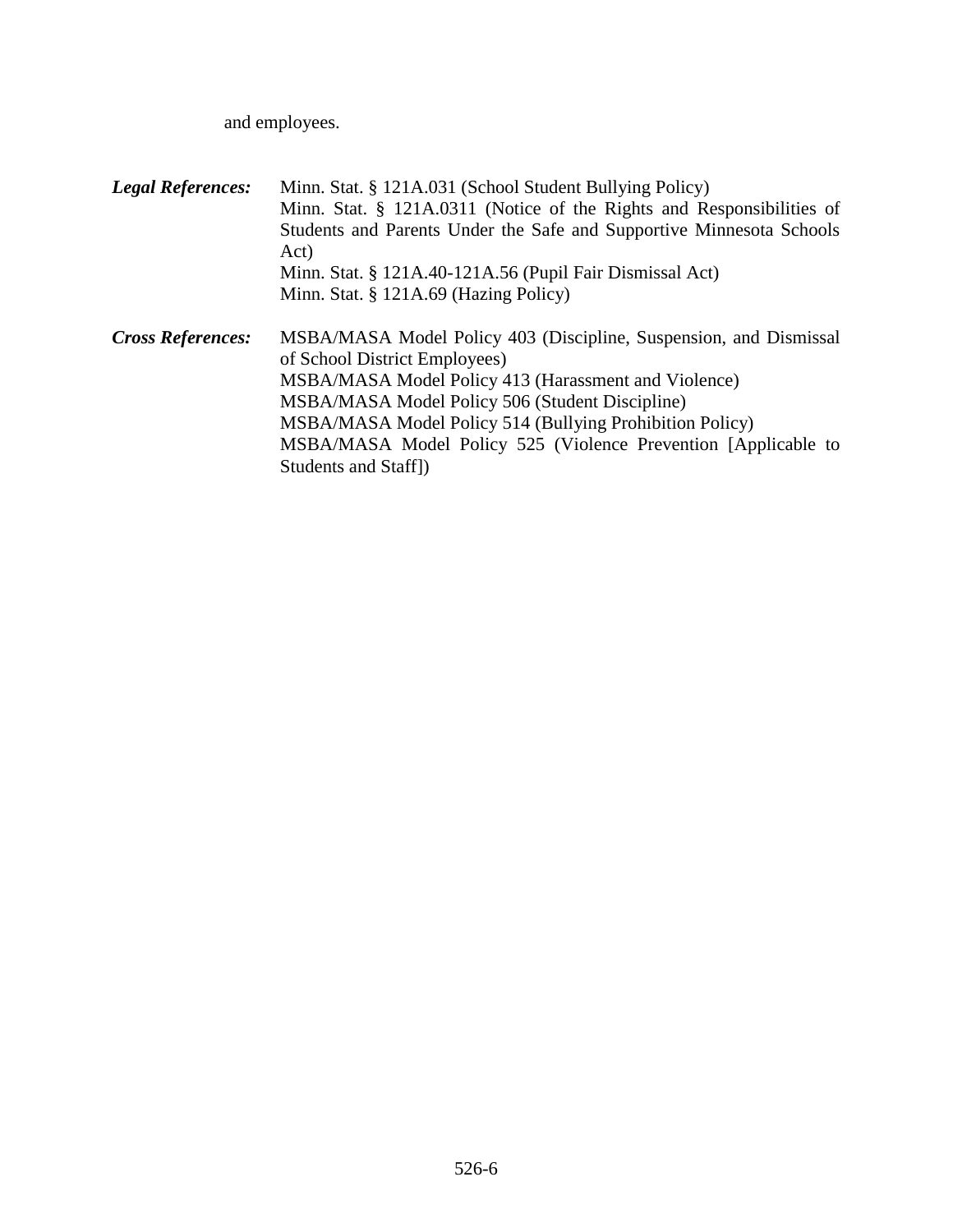and employees.

***Legal References:*** Minn. Stat. § 121A.031 (School Student Bullying Policy)
Minn. Stat. § 121A.0311 (Notice of the Rights and Responsibilities of Students and Parents Under the Safe and Supportive Minnesota Schools Act)
Minn. Stat. § 121A.40-121A.56 (Pupil Fair Dismissal Act)
Minn. Stat. § 121A.69 (Hazing Policy)

***Cross References:*** MSBA/MASA Model Policy 403 (Discipline, Suspension, and Dismissal of School District Employees)
MSBA/MASA Model Policy 413 (Harassment and Violence)
MSBA/MASA Model Policy 506 (Student Discipline)
MSBA/MASA Model Policy 514 (Bullying Prohibition Policy)
MSBA/MASA Model Policy 525 (Violence Prevention [Applicable to Students and Staff])